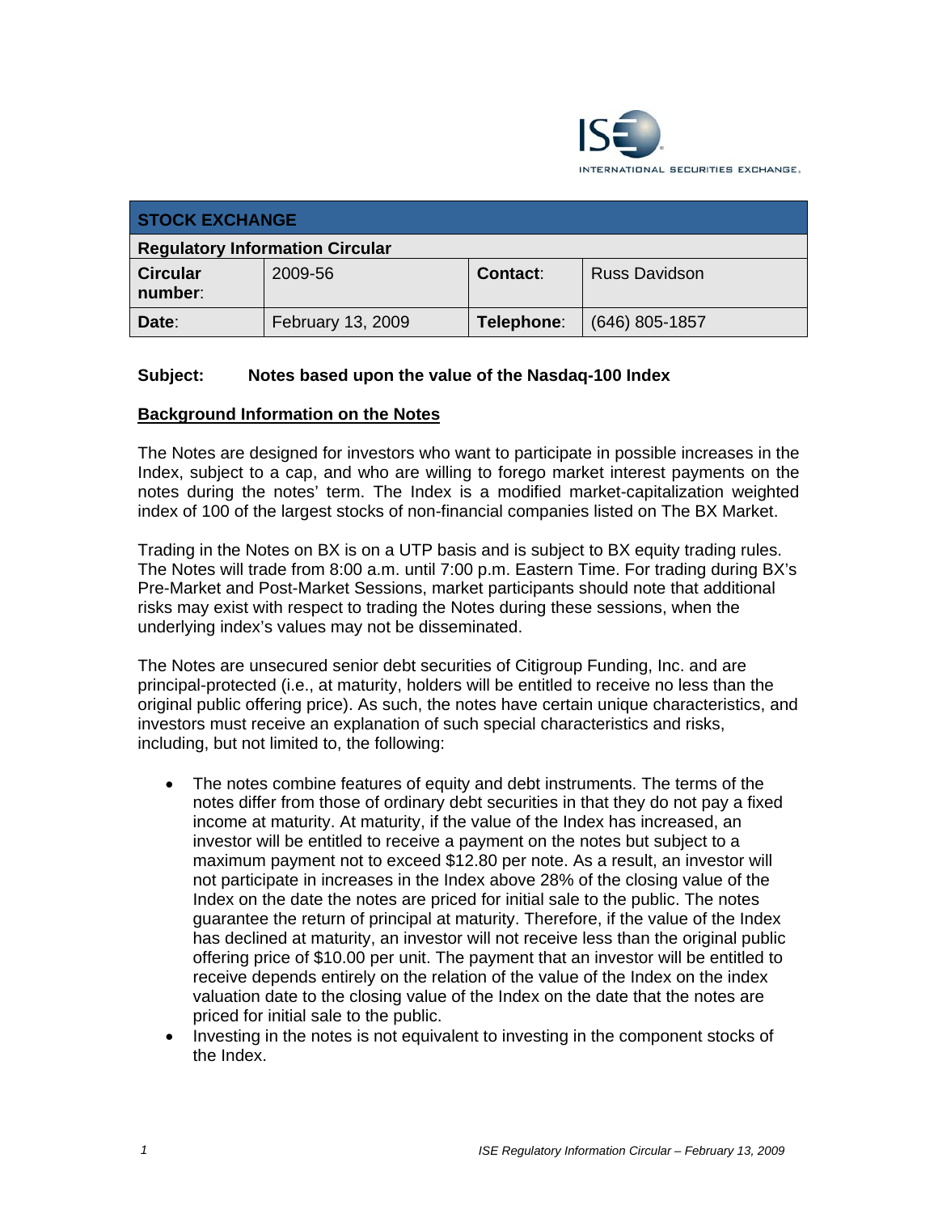| STOCK EXCHANGE | | | |
|---|---|---|---|
| **Regulatory Information Circular** | | | |
| **Circular number**: | 2009-56 | **Contact**: | Russ Davidson |
| **Date**: | February 13, 2009 | **Telephone**: | (646) 805-1857 |

**Subject: Notes based upon the value of the Nasdaq-100 Index**

## Background Information on the Notes

The Notes are designed for investors who want to participate in possible increases in the Index, subject to a cap, and who are willing to forego market interest payments on the notes during the notes' term. The Index is a modified market-capitalization weighted index of 100 of the largest stocks of non-financial companies listed on The BX Market.

Trading in the Notes on BX is on a UTP basis and is subject to BX equity trading rules. The Notes will trade from 8:00 a.m. until 7:00 p.m. Eastern Time. For trading during BX's Pre-Market and Post-Market Sessions, market participants should note that additional risks may exist with respect to trading the Notes during these sessions, when the underlying index's values may not be disseminated.

The Notes are unsecured senior debt securities of Citigroup Funding, Inc. and are principal-protected (i.e., at maturity, holders will be entitled to receive no less than the original public offering price). As such, the notes have certain unique characteristics, and investors must receive an explanation of such special characteristics and risks, including, but not limited to, the following:

- The notes combine features of equity and debt instruments. The terms of the notes differ from those of ordinary debt securities in that they do not pay a fixed income at maturity. At maturity, if the value of the Index has increased, an investor will be entitled to receive a payment on the notes but subject to a maximum payment not to exceed $12.80 per note. As a result, an investor will not participate in increases in the Index above 28% of the closing value of the Index on the date the notes are priced for initial sale to the public. The notes guarantee the return of principal at maturity. Therefore, if the value of the Index has declined at maturity, an investor will not receive less than the original public offering price of $10.00 per unit. The payment that an investor will be entitled to receive depends entirely on the relation of the value of the Index on the index valuation date to the closing value of the Index on the date that the notes are priced for initial sale to the public.
- Investing in the notes is not equivalent to investing in the component stocks of the Index.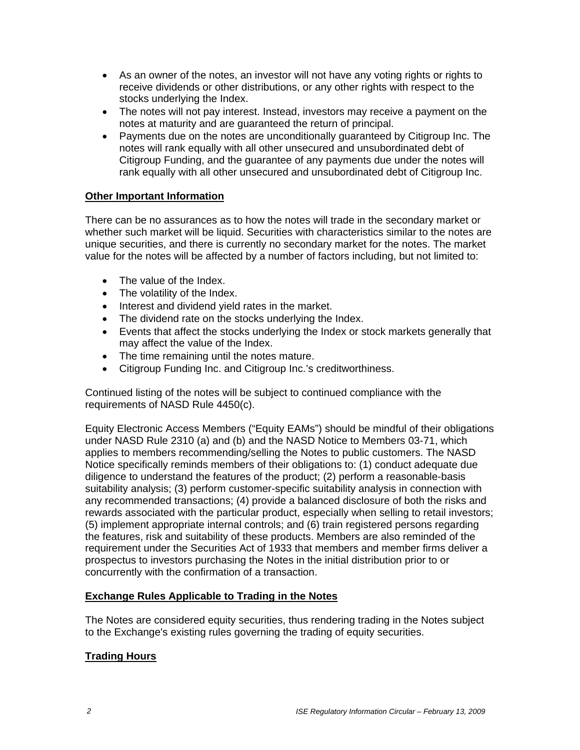- As an owner of the notes, an investor will not have any voting rights or rights to receive dividends or other distributions, or any other rights with respect to the stocks underlying the Index.
- The notes will not pay interest. Instead, investors may receive a payment on the notes at maturity and are guaranteed the return of principal.
- Payments due on the notes are unconditionally guaranteed by Citigroup Inc. The notes will rank equally with all other unsecured and unsubordinated debt of Citigroup Funding, and the guarantee of any payments due under the notes will rank equally with all other unsecured and unsubordinated debt of Citigroup Inc.

**Other Important Information**

There can be no assurances as to how the notes will trade in the secondary market or whether such market will be liquid. Securities with characteristics similar to the notes are unique securities, and there is currently no secondary market for the notes. The market value for the notes will be affected by a number of factors including, but not limited to:

- The value of the Index.
- The volatility of the Index.
- Interest and dividend yield rates in the market.
- The dividend rate on the stocks underlying the Index.
- Events that affect the stocks underlying the Index or stock markets generally that may affect the value of the Index.
- The time remaining until the notes mature.
- Citigroup Funding Inc. and Citigroup Inc.'s creditworthiness.

Continued listing of the notes will be subject to continued compliance with the requirements of NASD Rule 4450(c).

Equity Electronic Access Members ("Equity EAMs") should be mindful of their obligations under NASD Rule 2310 (a) and (b) and the NASD Notice to Members 03-71, which applies to members recommending/selling the Notes to public customers. The NASD Notice specifically reminds members of their obligations to: (1) conduct adequate due diligence to understand the features of the product; (2) perform a reasonable-basis suitability analysis; (3) perform customer-specific suitability analysis in connection with any recommended transactions; (4) provide a balanced disclosure of both the risks and rewards associated with the particular product, especially when selling to retail investors; (5) implement appropriate internal controls; and (6) train registered persons regarding the features, risk and suitability of these products. Members are also reminded of the requirement under the Securities Act of 1933 that members and member firms deliver a prospectus to investors purchasing the Notes in the initial distribution prior to or concurrently with the confirmation of a transaction.

**Exchange Rules Applicable to Trading in the Notes**

The Notes are considered equity securities, thus rendering trading in the Notes subject to the Exchange's existing rules governing the trading of equity securities.

**Trading Hours**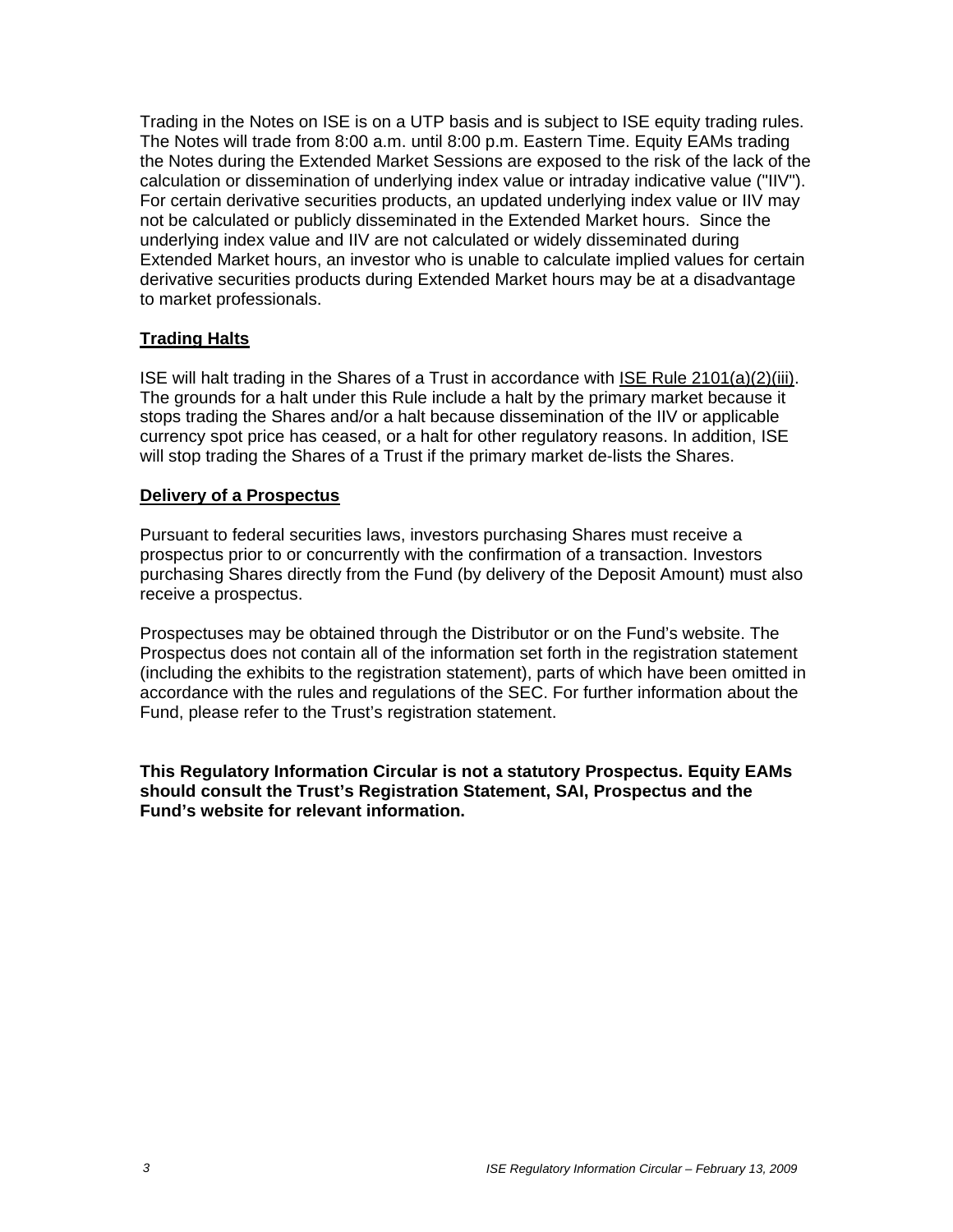Trading in the Notes on ISE is on a UTP basis and is subject to ISE equity trading rules. The Notes will trade from 8:00 a.m. until 8:00 p.m. Eastern Time. Equity EAMs trading the Notes during the Extended Market Sessions are exposed to the risk of the lack of the calculation or dissemination of underlying index value or intraday indicative value ("IIV"). For certain derivative securities products, an updated underlying index value or IIV may not be calculated or publicly disseminated in the Extended Market hours. Since the underlying index value and IIV are not calculated or widely disseminated during Extended Market hours, an investor who is unable to calculate implied values for certain derivative securities products during Extended Market hours may be at a disadvantage to market professionals.

**Trading Halts**

ISE will halt trading in the Shares of a Trust in accordance with ISE Rule 2101(a)(2)(iii). The grounds for a halt under this Rule include a halt by the primary market because it stops trading the Shares and/or a halt because dissemination of the IIV or applicable currency spot price has ceased, or a halt for other regulatory reasons. In addition, ISE will stop trading the Shares of a Trust if the primary market de-lists the Shares.

**Delivery of a Prospectus**

Pursuant to federal securities laws, investors purchasing Shares must receive a prospectus prior to or concurrently with the confirmation of a transaction. Investors purchasing Shares directly from the Fund (by delivery of the Deposit Amount) must also receive a prospectus.

Prospectuses may be obtained through the Distributor or on the Fund's website. The Prospectus does not contain all of the information set forth in the registration statement (including the exhibits to the registration statement), parts of which have been omitted in accordance with the rules and regulations of the SEC. For further information about the Fund, please refer to the Trust's registration statement.

**This Regulatory Information Circular is not a statutory Prospectus. Equity EAMs should consult the Trust's Registration Statement, SAI, Prospectus and the Fund's website for relevant information.**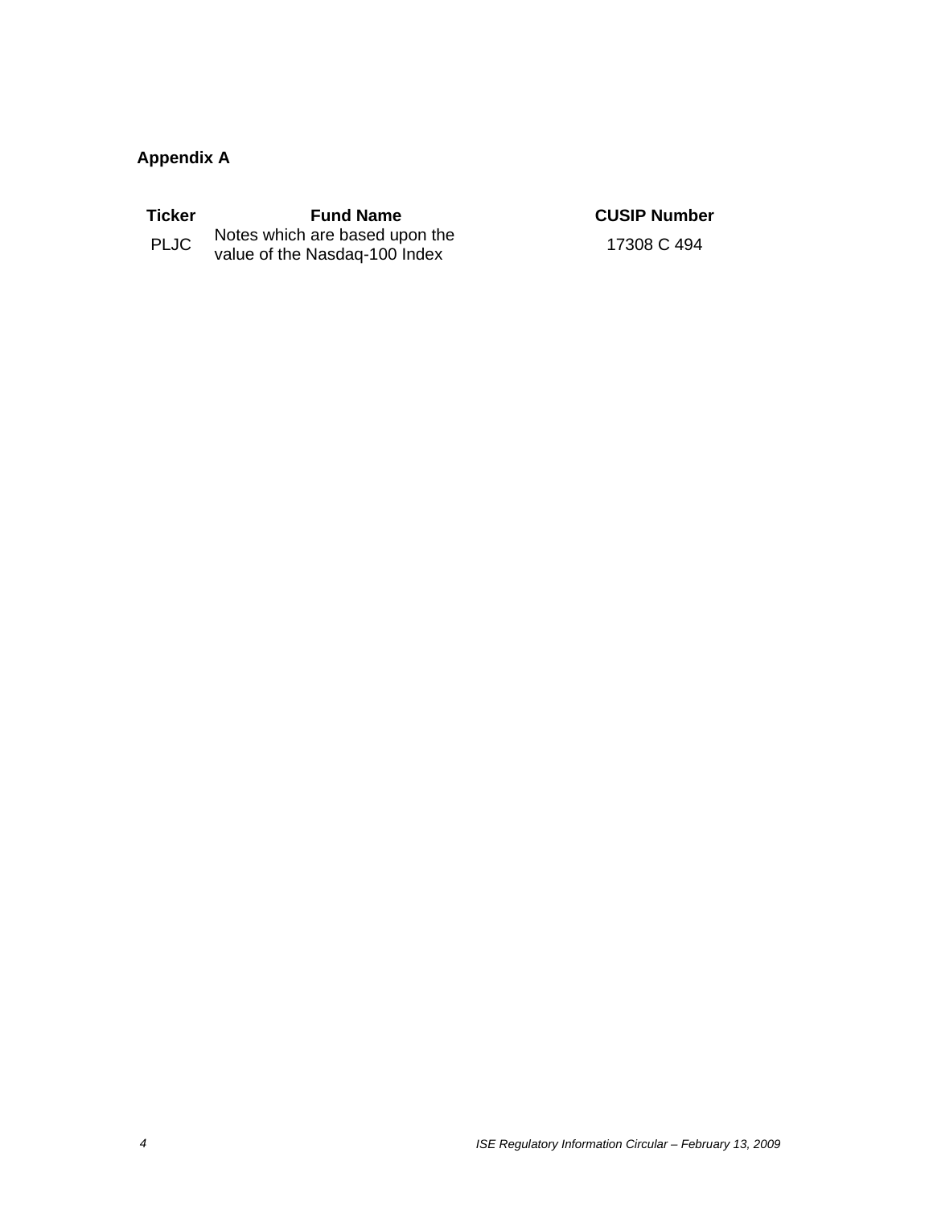**Appendix A**

| Ticker | Fund Name | CUSIP Number |
|---|---|---|
| PLJC | Notes which are based upon the value of the Nasdaq-100 Index | 17308 C 494 |